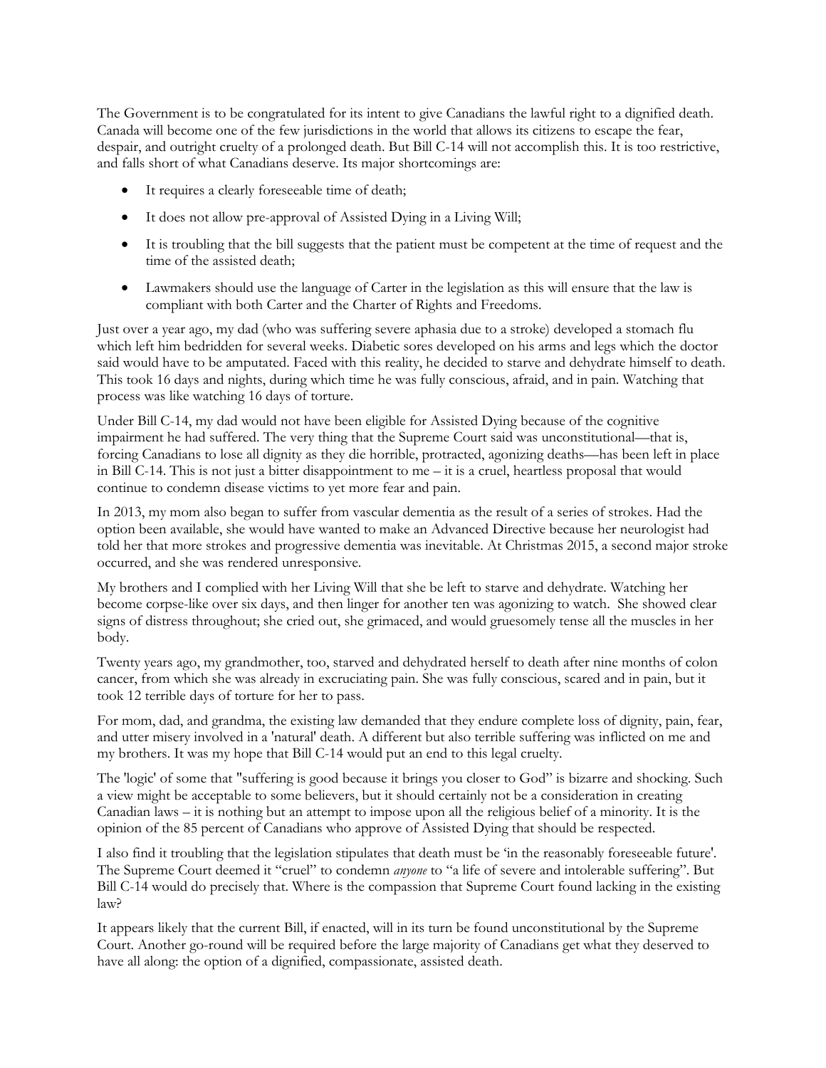The Government is to be congratulated for its intent to give Canadians the lawful right to a dignified death. Canada will become one of the few jurisdictions in the world that allows its citizens to escape the fear, despair, and outright cruelty of a prolonged death. But Bill C-14 will not accomplish this. It is too restrictive, and falls short of what Canadians deserve. Its major shortcomings are:

- It requires a clearly foreseeable time of death;
- It does not allow pre-approval of Assisted Dying in a Living Will;
- It is troubling that the bill suggests that the patient must be competent at the time of request and the time of the assisted death;
- Lawmakers should use the language of Carter in the legislation as this will ensure that the law is compliant with both Carter and the Charter of Rights and Freedoms.

Just over a year ago, my dad (who was suffering severe aphasia due to a stroke) developed a stomach flu which left him bedridden for several weeks. Diabetic sores developed on his arms and legs which the doctor said would have to be amputated. Faced with this reality, he decided to starve and dehydrate himself to death. This took 16 days and nights, during which time he was fully conscious, afraid, and in pain. Watching that process was like watching 16 days of torture.

Under Bill C-14, my dad would not have been eligible for Assisted Dying because of the cognitive impairment he had suffered. The very thing that the Supreme Court said was unconstitutional—that is, forcing Canadians to lose all dignity as they die horrible, protracted, agonizing deaths—has been left in place in Bill C-14. This is not just a bitter disappointment to me – it is a cruel, heartless proposal that would continue to condemn disease victims to yet more fear and pain.

In 2013, my mom also began to suffer from vascular dementia as the result of a series of strokes. Had the option been available, she would have wanted to make an Advanced Directive because her neurologist had told her that more strokes and progressive dementia was inevitable. At Christmas 2015, a second major stroke occurred, and she was rendered unresponsive.

My brothers and I complied with her Living Will that she be left to starve and dehydrate. Watching her become corpse-like over six days, and then linger for another ten was agonizing to watch. She showed clear signs of distress throughout; she cried out, she grimaced, and would gruesomely tense all the muscles in her body.

Twenty years ago, my grandmother, too, starved and dehydrated herself to death after nine months of colon cancer, from which she was already in excruciating pain. She was fully conscious, scared and in pain, but it took 12 terrible days of torture for her to pass.

For mom, dad, and grandma, the existing law demanded that they endure complete loss of dignity, pain, fear, and utter misery involved in a 'natural' death. A different but also terrible suffering was inflicted on me and my brothers. It was my hope that Bill C-14 would put an end to this legal cruelty.

The 'logic' of some that "suffering is good because it brings you closer to God" is bizarre and shocking. Such a view might be acceptable to some believers, but it should certainly not be a consideration in creating Canadian laws – it is nothing but an attempt to impose upon all the religious belief of a minority. It is the opinion of the 85 percent of Canadians who approve of Assisted Dying that should be respected.

I also find it troubling that the legislation stipulates that death must be 'in the reasonably foreseeable future'. The Supreme Court deemed it "cruel" to condemn *anyone* to "a life of severe and intolerable suffering". But Bill C-14 would do precisely that. Where is the compassion that Supreme Court found lacking in the existing law?

It appears likely that the current Bill, if enacted, will in its turn be found unconstitutional by the Supreme Court. Another go-round will be required before the large majority of Canadians get what they deserved to have all along: the option of a dignified, compassionate, assisted death.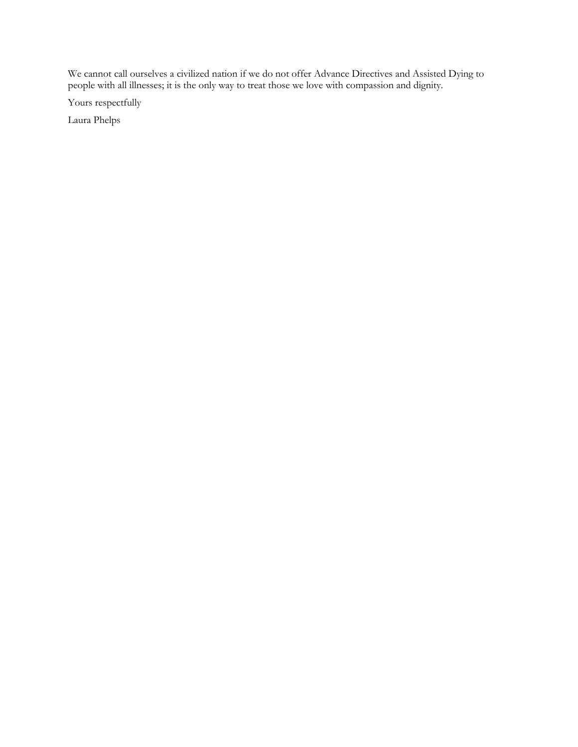We cannot call ourselves a civilized nation if we do not offer Advance Directives and Assisted Dying to people with all illnesses; it is the only way to treat those we love with compassion and dignity.

Yours respectfully

Laura Phelps